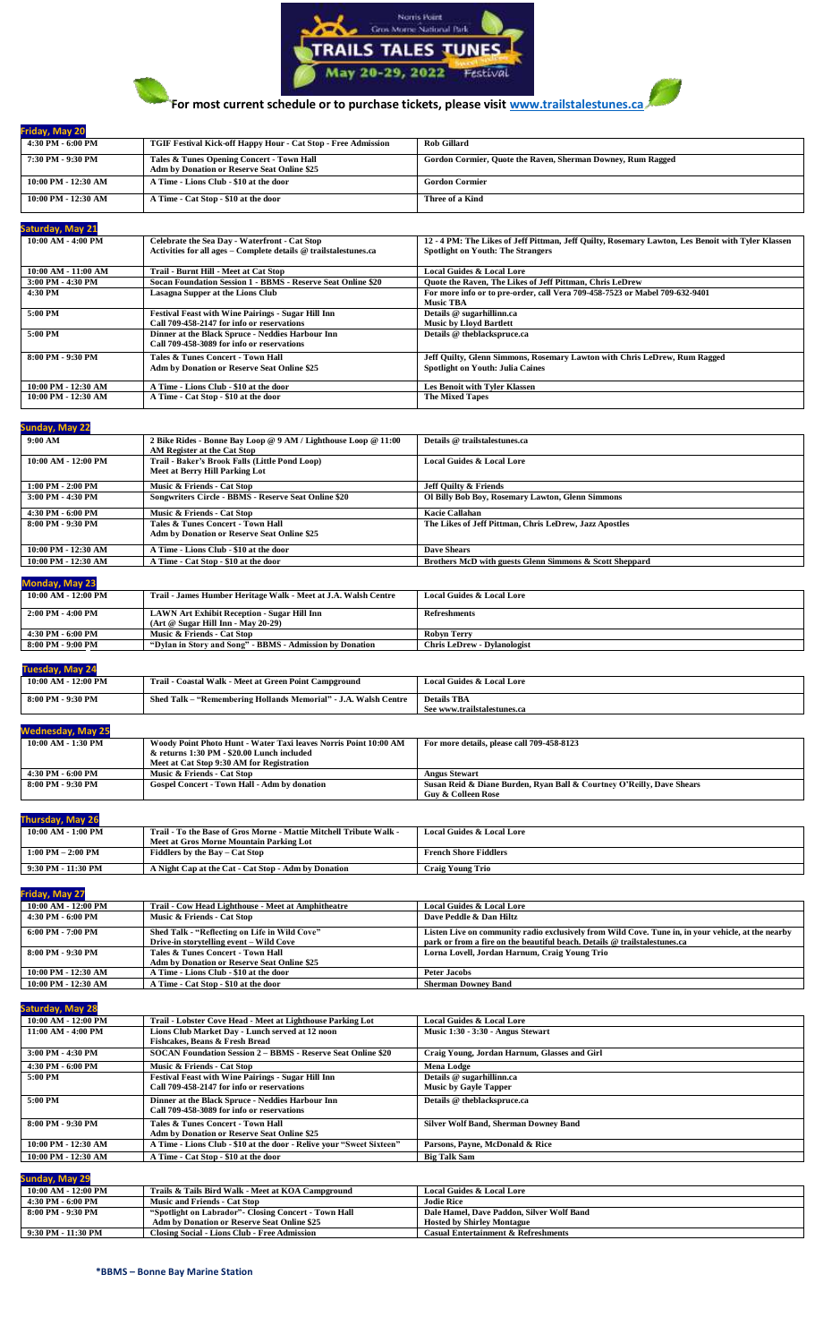# Norris Point Gros Morne National Park — TRAILS TALES TUNES Festival, May 20-29, 2022

**For most current schedule or to purchase tickets, please visit www.trailstalestunes.ca**

## Friday, May 20

| Time | Event | Details |
| --- | --- | --- |
| 4:30 PM - 6:00 PM | TGIF Festival Kick-off Happy Hour - Cat Stop - Free Admission | Rob Gillard |
| 7:30 PM - 9:30 PM | Tales & Tunes Opening Concert - Town Hall<br>Adm by Donation or Reserve Seat Online $25 | Gordon Cormier, Quote the Raven, Sherman Downey, Rum Ragged |
| 10:00 PM - 12:30 AM | A Time - Lions Club - $10 at the door | Gordon Cormier |
| 10:00 PM - 12:30 AM | A Time - Cat Stop - $10 at the door | Three of a Kind |

## Saturday, May 21

| Time | Event | Details |
| --- | --- | --- |
| 10:00 AM - 4:00 PM | Celebrate the Sea Day - Waterfront - Cat Stop<br>Activities for all ages – Complete details @ trailstalestunes.ca | 12 - 4 PM: The Likes of Jeff Pittman, Jeff Quilty, Rosemary Lawton, Les Benoit with Tyler Klassen<br>Spotlight on Youth: The Strangers |
| 10:00 AM - 11:00 AM | Trail - Burnt Hill - Meet at Cat Stop | Local Guides & Local Lore |
| 3:00 PM - 4:30 PM | Socan Foundation Session 1 - BBMS - Reserve Seat Online $20 | Quote the Raven, The Likes of Jeff Pittman, Chris LeDrew |
| 4:30 PM | Lasagna Supper at the Lions Club | For more info or to pre-order, call Vera 709-458-7523 or Mabel 709-632-9401<br>Music TBA |
| 5:00 PM | Festival Feast with Wine Pairings - Sugar Hill Inn<br>Call 709-458-2147 for info or reservations | Details @ sugarhillinn.ca<br>Music by Lloyd Bartlett |
| 5:00 PM | Dinner at the Black Spruce - Neddies Harbour Inn<br>Call 709-458-3089 for info or reservations | Details @ theblackspruce.ca |
| 8:00 PM - 9:30 PM | Tales & Tunes Concert - Town Hall<br>Adm by Donation or Reserve Seat Online $25 | Jeff Quilty, Glenn Simmons, Rosemary Lawton with Chris LeDrew, Rum Ragged<br>Spotlight on Youth: Julia Caines |
| 10:00 PM - 12:30 AM | A Time - Lions Club - $10 at the door | Les Benoit with Tyler Klassen |
| 10:00 PM - 12:30 AM | A Time - Cat Stop - $10 at the door | The Mixed Tapes |

## Sunday, May 22

| Time | Event | Details |
| --- | --- | --- |
| 9:00 AM | 2 Bike Rides - Bonne Bay Loop @ 9 AM / Lighthouse Loop @ 11:00 AM Register at the Cat Stop | Details @ trailstalestunes.ca |
| 10:00 AM - 12:00 PM | Trail - Baker's Brook Falls (Little Pond Loop)<br>Meet at Berry Hill Parking Lot | Local Guides & Local Lore |
| 1:00 PM - 2:00 PM | Music & Friends - Cat Stop | Jeff Quilty & Friends |
| 3:00 PM - 4:30 PM | Songwriters Circle - BBMS - Reserve Seat Online $20 | Ol Billy Bob Boy, Rosemary Lawton, Glenn Simmons |
| 4:30 PM - 6:00 PM | Music & Friends - Cat Stop | Kacie Callahan |
| 8:00 PM - 9:30 PM | Tales & Tunes Concert - Town Hall<br>Adm by Donation or Reserve Seat Online $25 | The Likes of Jeff Pittman, Chris LeDrew, Jazz Apostles |
| 10:00 PM - 12:30 AM | A Time - Lions Club - $10 at the door | Dave Shears |
| 10:00 PM - 12:30 AM | A Time - Cat Stop - $10 at the door | Brothers McD with guests Glenn Simmons & Scott Sheppard |

## Monday, May 23

| Time | Event | Details |
| --- | --- | --- |
| 10:00 AM - 12:00 PM | Trail - James Humber Heritage Walk - Meet at J.A. Walsh Centre | Local Guides & Local Lore |
| 2:00 PM - 4:00 PM | LAWN Art Exhibit Reception - Sugar Hill Inn<br>(Art @ Sugar Hill Inn - May 20-29) | Refreshments |
| 4:30 PM - 6:00 PM | Music & Friends - Cat Stop | Robyn Terry |
| 8:00 PM - 9:00 PM | "Dylan in Story and Song" - BBMS - Admission by Donation | Chris LeDrew - Dylanologist |

## Tuesday, May 24

| Time | Event | Details |
| --- | --- | --- |
| 10:00 AM - 12:00 PM | Trail - Coastal Walk - Meet at Green Point Campground | Local Guides & Local Lore |
| 8:00 PM - 9:30 PM | Shed Talk – "Remembering Hollands Memorial" - J.A. Walsh Centre | Details TBA<br>See www.trailstalestunes.ca |

## Wednesday, May 25

| Time | Event | Details |
| --- | --- | --- |
| 10:00 AM - 1:30 PM | Woody Point Photo Hunt - Water Taxi leaves Norris Point 10:00 AM & returns 1:30 PM - $20.00 Lunch included<br>Meet at Cat Stop 9:30 AM for Registration | For more details, please call 709-458-8123 |
| 4:30 PM - 6:00 PM | Music & Friends - Cat Stop | Angus Stewart |
| 8:00 PM - 9:30 PM | Gospel Concert - Town Hall - Adm by donation | Susan Reid & Diane Burden, Ryan Ball & Courtney O'Reilly, Dave Shears<br>Guy & Colleen Rose |

## Thursday, May 26

| Time | Event | Details |
| --- | --- | --- |
| 10:00 AM - 1:00 PM | Trail - To the Base of Gros Morne - Mattie Mitchell Tribute Walk -<br>Meet at Gros Morne Mountain Parking Lot | Local Guides & Local Lore |
| 1:00 PM – 2:00 PM | Fiddlers by the Bay – Cat Stop | French Shore Fiddlers |
| 9:30 PM - 11:30 PM | A Night Cap at the Cat - Cat Stop - Adm by Donation | Craig Young Trio |

## Friday, May 27

| Time | Event | Details |
| --- | --- | --- |
| 10:00 AM - 12:00 PM | Trail - Cow Head Lighthouse - Meet at Amphitheatre | Local Guides & Local Lore |
| 4:30 PM - 6:00 PM | Music & Friends - Cat Stop | Dave Peddle & Dan Hiltz |
| 6:00 PM - 7:00 PM | Shed Talk - "Reflecting on Life in Wild Cove"<br>Drive-in storytelling event – Wild Cove | Listen Live on community radio exclusively from Wild Cove. Tune in, in your vehicle, at the nearby park or from a fire on the beautiful beach. Details @ trailstalestunes.ca |
| 8:00 PM - 9:30 PM | Tales & Tunes Concert - Town Hall<br>Adm by Donation or Reserve Seat Online $25 | Lorna Lovell, Jordan Harnum, Craig Young Trio |
| 10:00 PM - 12:30 AM | A Time - Lions Club - $10 at the door | Peter Jacobs |
| 10:00 PM - 12:30 AM | A Time - Cat Stop - $10 at the door | Sherman Downey Band |

## Saturday, May 28

| Time | Event | Details |
| --- | --- | --- |
| 10:00 AM - 12:00 PM | Trail - Lobster Cove Head - Meet at Lighthouse Parking Lot | Local Guides & Local Lore |
| 11:00 AM - 4:00 PM | Lions Club Market Day - Lunch served at 12 noon<br>Fishcakes, Beans & Fresh Bread | Music 1:30 - 3:30 - Angus Stewart |
| 3:00 PM - 4:30 PM | SOCAN Foundation Session 2 – BBMS - Reserve Seat Online $20 | Craig Young, Jordan Harnum, Glasses and Girl |
| 4:30 PM - 6:00 PM | Music & Friends - Cat Stop | Mena Lodge |
| 5:00 PM | Festival Feast with Wine Pairings - Sugar Hill Inn<br>Call 709-458-2147 for info or reservations | Details @ sugarhillinn.ca<br>Music by Gayle Tapper |
| 5:00 PM | Dinner at the Black Spruce - Neddies Harbour Inn<br>Call 709-458-3089 for info or reservations | Details @ theblackspruce.ca |
| 8:00 PM - 9:30 PM | Tales & Tunes Concert - Town Hall<br>Adm by Donation or Reserve Seat Online $25 | Silver Wolf Band, Sherman Downey Band |
| 10:00 PM - 12:30 AM | A Time - Lions Club - $10 at the door - Relive your "Sweet Sixteen" | Parsons, Payne, McDonald & Rice |
| 10:00 PM - 12:30 AM | A Time - Cat Stop - $10 at the door | Big Talk Sam |

## Sunday, May 29

| Time | Event | Details |
| --- | --- | --- |
| 10:00 AM - 12:00 PM | Trails & Tails Bird Walk - Meet at KOA Campground | Local Guides & Local Lore |
| 4:30 PM - 6:00 PM | Music and Friends - Cat Stop | Jodie Rice |
| 8:00 PM - 9:30 PM | "Spotlight on Labrador"- Closing Concert - Town Hall<br>Adm by Donation or Reserve Seat Online $25 | Dale Hamel, Dave Paddon, Silver Wolf Band<br>Hosted by Shirley Montague |
| 9:30 PM - 11:30 PM | Closing Social - Lions Club - Free Admission | Casual Entertainment & Refreshments |

***BBMS – Bonne Bay Marine Station**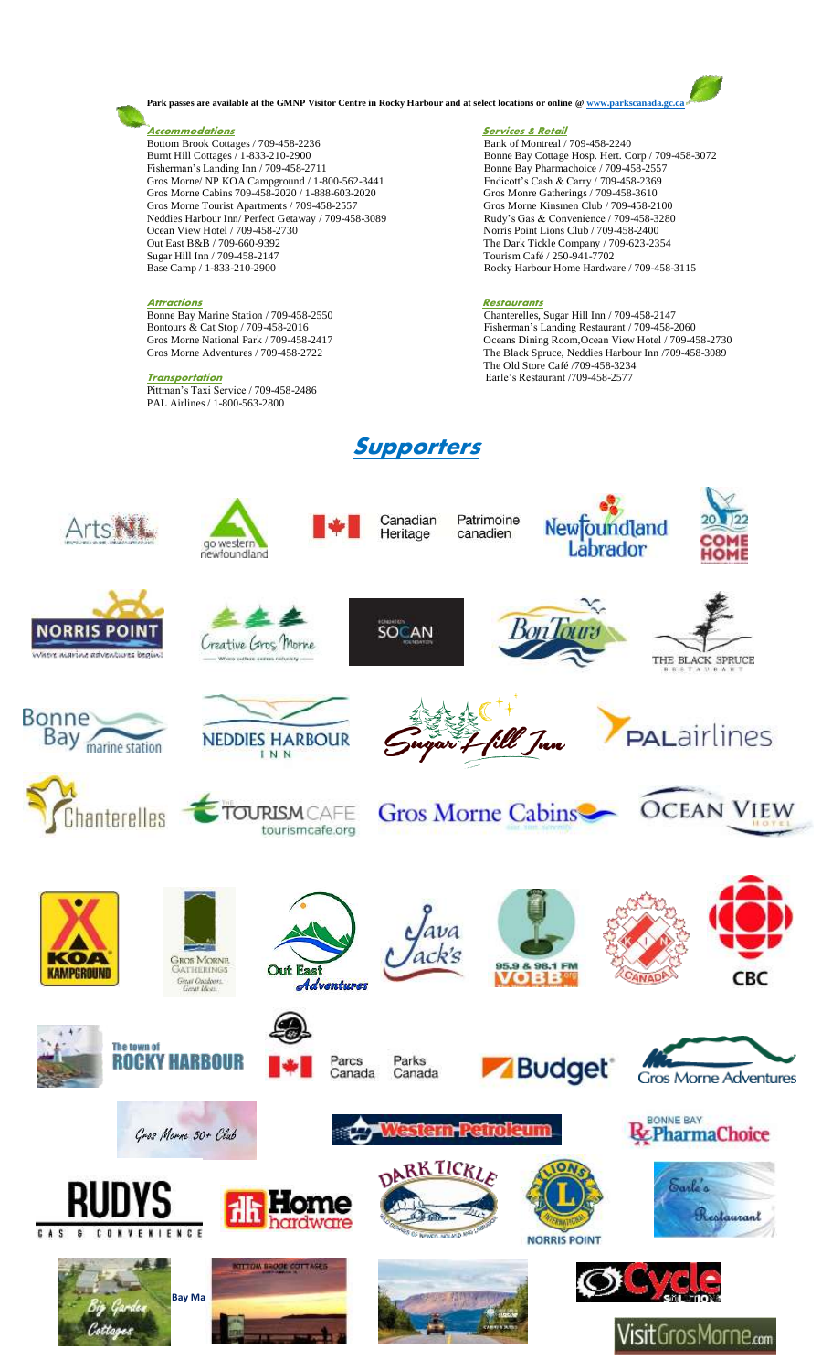**Park passes are available at the GMNP Visitor Centre in Rocky Harbour and at select locations or online @ www.parkscanada.gc.ca**

***Accommodations***

Bottom Brook Cottages / 709-458-2236
Burnt Hill Cottages / 1-833-210-2900
Fisherman's Landing Inn / 709-458-2711
Gros Morne/ NP KOA Campground / 1-800-562-3441
Gros Morne Cabins 709-458-2020 / 1-888-603-2020
Gros Morne Tourist Apartments / 709-458-2557
Neddies Harbour Inn/ Perfect Getaway / 709-458-3089
Ocean View Hotel / 709-458-2730
Out East B&B / 709-660-9392
Sugar Hill Inn / 709-458-2147
Base Camp / 1-833-210-2900

***Attractions***

Bonne Bay Marine Station / 709-458-2550
Bontours & Cat Stop / 709-458-2016
Gros Morne National Park / 709-458-2417
Gros Morne Adventures / 709-458-2722

***Transportation***

Pittman's Taxi Service / 709-458-2486
PAL Airlines / 1-800-563-2800

***Services & Retail***

Bank of Montreal / 709-458-2240
Bonne Bay Cottage Hosp. Hert. Corp / 709-458-3072
Bonne Bay Pharmachoice / 709-458-2557
Endicott's Cash & Carry / 709-458-2369
Gros Monre Gatherings / 709-458-3610
Gros Morne Kinsmen Club / 709-458-2100
Rudy's Gas & Convenience / 709-458-3280
Norris Point Lions Club / 709-458-2400
The Dark Tickle Company / 709-623-2354
Tourism Café / 250-941-7702
Rocky Harbour Home Hardware / 709-458-3115

***Restaurants***

Chanterelles, Sugar Hill Inn / 709-458-2147
Fisherman's Landing Restaurant / 709-458-2060
Oceans Dining Room,Ocean View Hotel / 709-458-2730
The Black Spruce, Neddies Harbour Inn /709-458-3089
The Old Store Café /709-458-3234
Earle's Restaurant /709-458-2577

## Supporters

ArtsNL
go western newfoundland
Canadian Heritage / Patrimoine canadien
Newfoundland Labrador
2022 Come Home
Norris Point — Where marine adventures begin!
Creative Gros Morne
SOCAN Foundation
BonTours
The Black Spruce Restaurant
Bonne Bay marine station
Neddies Harbour Inn
Sugar Hill Inn
PAL airlines
Chanterelles
Tourism Cafe — tourismcafe.org
Gros Morne Cabins
Ocean View Hotel
KOA Kampground
Gros Morne Gatherings — Great Outdoors. Great Ideas.
Out East Adventures
Java Jack's
95.9 & 98.1 FM VOBB
Kin Canada
CBC
The town of Rocky Harbour
Parcs Canada / Parks Canada
Budget
Gros Morne Adventures
Gros Morne 50+ Club
Western Petroleum
Bonne Bay PharmaChoice
RUDYS Gas & Convenience
Home hardware
Dark Tickle
Lions International Norris Point
Earle's Restaurant
Big Garden Cottages
Bay Ma
Bottom Brook Cottages
Cycle
VisitGrosMorne.com